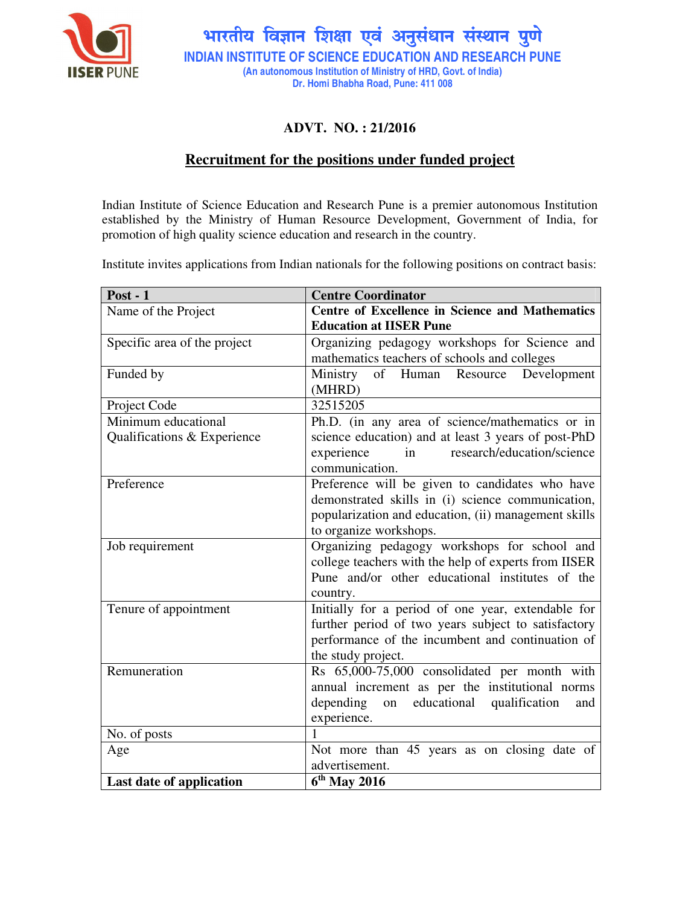भारतीय विज्ञान शिक्षा एवं अनुसंधान संस्थान पुणे

**INDIAN INSTITUTE OF SCIENCE EDUCATION AND RESEARCH PUNE**

(An autonomous Institution of Ministry of HRD, Govt. of India)

Dr. Homi Bhabha Road, Pune: 411 008

## ADVT. NO. : 21/2016

## Recruitment for the positions under funded project

Indian Institute of Science Education and Research Pune is a premier autonomous Institution established by the Ministry of Human Resource Development, Government of India, for promotion of high quality science education and research in the country.

Institute invites applications from Indian nationals for the following positions on contract basis:

| **Post - 1** | **Centre Coordinator** |
|---|---|
| Name of the Project | **Centre of Excellence in Science and Mathematics Education at IISER Pune** |
| Specific area of the project | Organizing pedagogy workshops for Science and mathematics teachers of schools and colleges |
| Funded by | Ministry of Human Resource Development (MHRD) |
| Project Code | 32515205 |
| Minimum educational Qualifications & Experience | Ph.D. (in any area of science/mathematics or in science education) and at least 3 years of post-PhD experience in research/education/science communication. |
| Preference | Preference will be given to candidates who have demonstrated skills in (i) science communication, popularization and education, (ii) management skills to organize workshops. |
| Job requirement | Organizing pedagogy workshops for school and college teachers with the help of experts from IISER Pune and/or other educational institutes of the country. |
| Tenure of appointment | Initially for a period of one year, extendable for further period of two years subject to satisfactory performance of the incumbent and continuation of the study project. |
| Remuneration | Rs 65,000-75,000 consolidated per month with annual increment as per the institutional norms depending on educational qualification and experience. |
| No. of posts | 1 |
| Age | Not more than 45 years as on closing date of advertisement. |
| **Last date of application** | **6th May 2016** |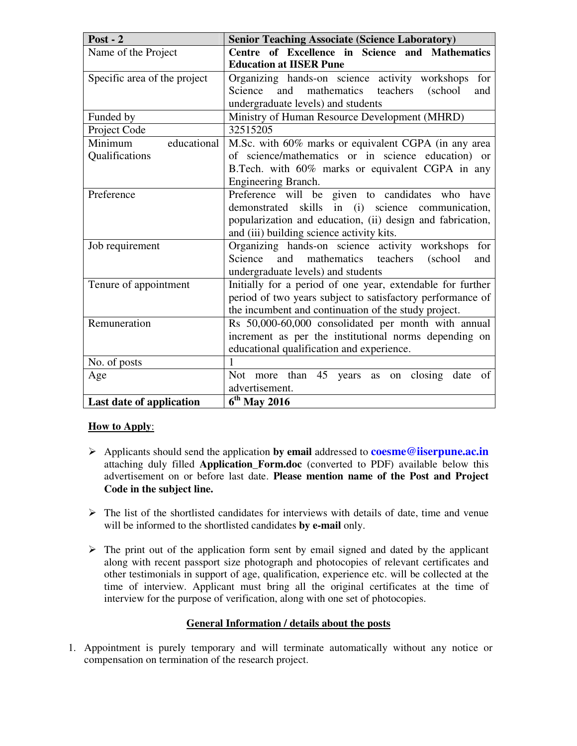| **Post - 2** | **Senior Teaching Associate (Science Laboratory)** |
| --- | --- |
| Name of the Project | **Centre of Excellence in Science and Mathematics Education at IISER Pune** |
| Specific area of the project | Organizing hands-on science activity workshops for Science and mathematics teachers (school and undergraduate levels) and students |
| Funded by | Ministry of Human Resource Development (MHRD) |
| Project Code | 32515205 |
| Minimum educational Qualifications | M.Sc. with 60% marks or equivalent CGPA (in any area of science/mathematics or in science education) or B.Tech. with 60% marks or equivalent CGPA in any Engineering Branch. |
| Preference | Preference will be given to candidates who have demonstrated skills in (i) science communication, popularization and education, (ii) design and fabrication, and (iii) building science activity kits. |
| Job requirement | Organizing hands-on science activity workshops for Science and mathematics teachers (school and undergraduate levels) and students |
| Tenure of appointment | Initially for a period of one year, extendable for further period of two years subject to satisfactory performance of the incumbent and continuation of the study project. |
| Remuneration | Rs 50,000-60,000 consolidated per month with annual increment as per the institutional norms depending on educational qualification and experience. |
| No. of posts | 1 |
| Age | Not more than 45 years as on closing date of advertisement. |
| **Last date of application** | **6th May 2016** |

**How to Apply**:

- Applicants should send the application **by email** addressed to **coesme@iiserpune.ac.in** attaching duly filled **Application_Form.doc** (converted to PDF) available below this advertisement on or before last date. **Please mention name of the Post and Project Code in the subject line.**

- The list of the shortlisted candidates for interviews with details of date, time and venue will be informed to the shortlisted candidates **by e-mail** only.

- The print out of the application form sent by email signed and dated by the applicant along with recent passport size photograph and photocopies of relevant certificates and other testimonials in support of age, qualification, experience etc. will be collected at the time of interview. Applicant must bring all the original certificates at the time of interview for the purpose of verification, along with one set of photocopies.

**General Information / details about the posts**

1. Appointment is purely temporary and will terminate automatically without any notice or compensation on termination of the research project.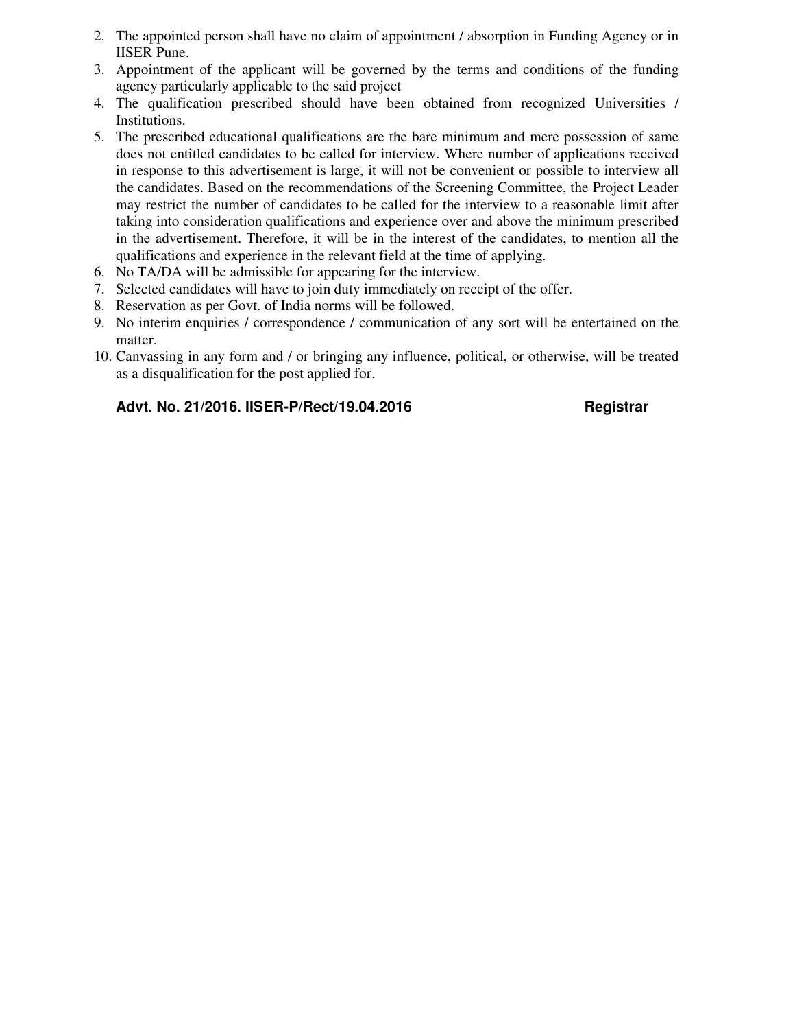2. The appointed person shall have no claim of appointment / absorption in Funding Agency or in IISER Pune.
3. Appointment of the applicant will be governed by the terms and conditions of the funding agency particularly applicable to the said project
4. The qualification prescribed should have been obtained from recognized Universities / Institutions.
5. The prescribed educational qualifications are the bare minimum and mere possession of same does not entitled candidates to be called for interview. Where number of applications received in response to this advertisement is large, it will not be convenient or possible to interview all the candidates. Based on the recommendations of the Screening Committee, the Project Leader may restrict the number of candidates to be called for the interview to a reasonable limit after taking into consideration qualifications and experience over and above the minimum prescribed in the advertisement. Therefore, it will be in the interest of the candidates, to mention all the qualifications and experience in the relevant field at the time of applying.
6. No TA/DA will be admissible for appearing for the interview.
7. Selected candidates will have to join duty immediately on receipt of the offer.
8. Reservation as per Govt. of India norms will be followed.
9. No interim enquiries / correspondence / communication of any sort will be entertained on the matter.
10. Canvassing in any form and / or bringing any influence, political, or otherwise, will be treated as a disqualification for the post applied for.

**Advt. No. 21/2016. IISER-P/Rect/19.04.2016** **Registrar**